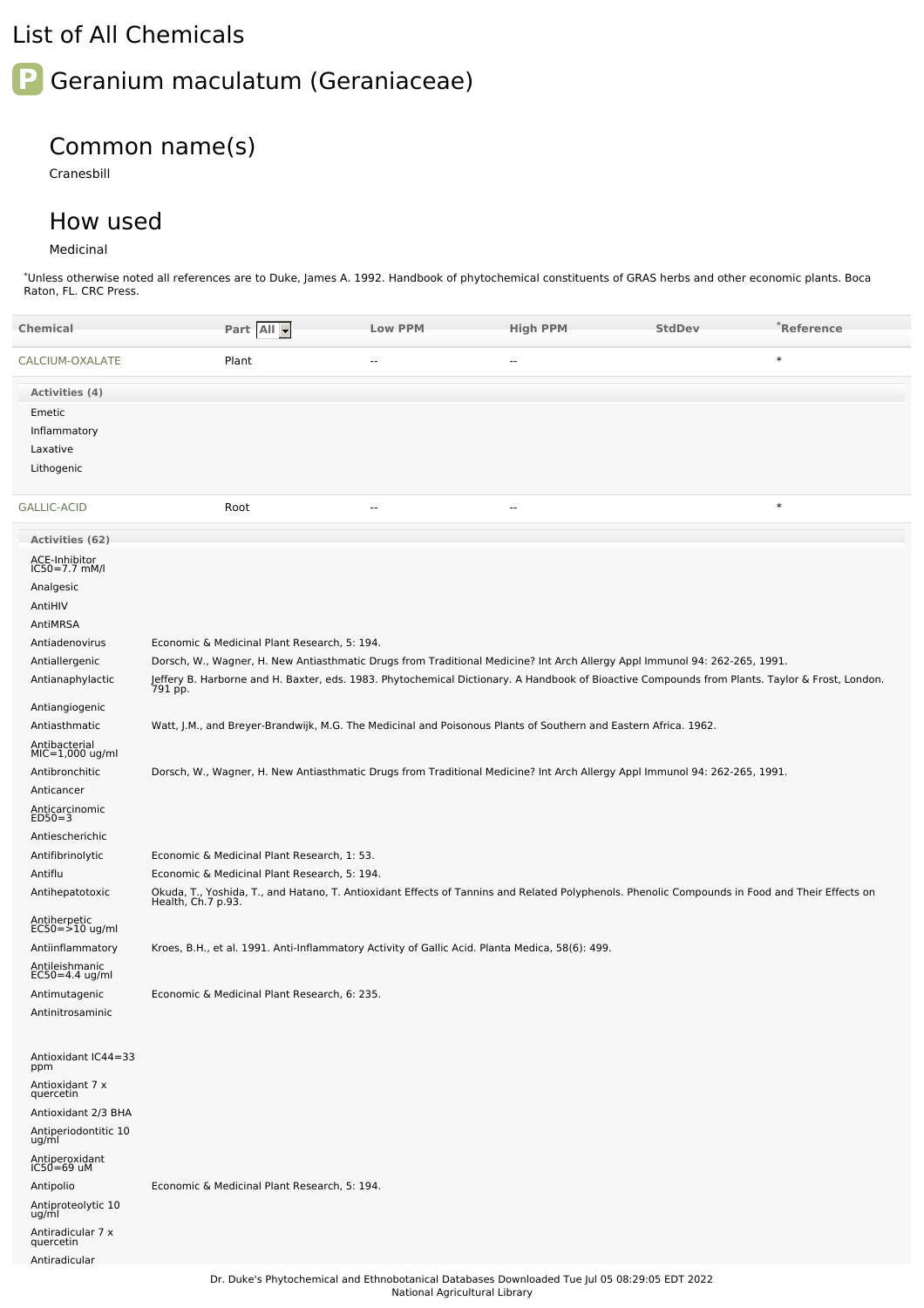# List of All Chemicals

## Geranium maculatum (Geraniaceae)

### Common name(s)

Cranesbill

### How used

Medicinal

*Unless otherwise noted all references are to Duke, James A. 1992. Handbook of phytochemical constituents of GRAS herbs and other economic plants. Boca Raton, FL. CRC Press.

| Chemical | Part | Low PPM | High PPM | StdDev | *Reference |
|---|---|---|---|---|---|
| CALCIUM-OXALATE | Plant | -- | -- | | * |

**Activities (4)**

- Emetic
- Inflammatory
- Laxative
- Lithogenic

| Chemical | Part | Low PPM | High PPM | StdDev | *Reference |
|---|---|---|---|---|---|
| GALLIC-ACID | Root | -- | -- | | * |

**Activities (62)**

| Activity | Reference |
|---|---|
| ACE-Inhibitor IC50=7.7 mM/l | |
| Analgesic | |
| AntiHIV | |
| AntiMRSA | |
| Antiadenovirus | Economic & Medicinal Plant Research, 5: 194. |
| Antiallergenic | Dorsch, W., Wagner, H. New Antiasthmatic Drugs from Traditional Medicine? Int Arch Allergy Appl Immunol 94: 262-265, 1991. |
| Antianaphylactic | Jeffery B. Harborne and H. Baxter, eds. 1983. Phytochemical Dictionary. A Handbook of Bioactive Compounds from Plants. Taylor & Frost, London. 791 pp. |
| Antiangiogenic | |
| Antiasthmatic | Watt, J.M., and Breyer-Brandwijk, M.G. The Medicinal and Poisonous Plants of Southern and Eastern Africa. 1962. |
| Antibacterial MIC=1,000 ug/ml | |
| Antibronchitic | Dorsch, W., Wagner, H. New Antiasthmatic Drugs from Traditional Medicine? Int Arch Allergy Appl Immunol 94: 262-265, 1991. |
| Anticancer | |
| Anticarcinomic ED50=3 | |
| Antiescherichic | |
| Antifibrinolytic | Economic & Medicinal Plant Research, 1: 53. |
| Antiflu | Economic & Medicinal Plant Research, 5: 194. |
| Antihepatotoxic | Okuda, T., Yoshida, T., and Hatano, T. Antioxidant Effects of Tannins and Related Polyphenols. Phenolic Compounds in Food and Their Effects on Health, Ch.7 p.93. |
| Antiherpetic EC50=>10 ug/ml | |
| Antiinflammatory | Kroes, B.H., et al. 1991. Anti-Inflammatory Activity of Gallic Acid. Planta Medica, 58(6): 499. |
| Antileishmanic EC50=4.4 ug/ml | |
| Antimutagenic | Economic & Medicinal Plant Research, 6: 235. |
| Antinitrosaminic | |
| Antioxidant IC44=33 ppm | |
| Antioxidant 7 x quercetin | |
| Antioxidant 2/3 BHA | |
| Antiperiodontitic 10 ug/ml | |
| Antiperoxidant IC50=69 uM | |
| Antipolio | Economic & Medicinal Plant Research, 5: 194. |
| Antiproteolytic 10 ug/ml | |
| Antiradicular 7 x quercetin | |
| Antiradicular | |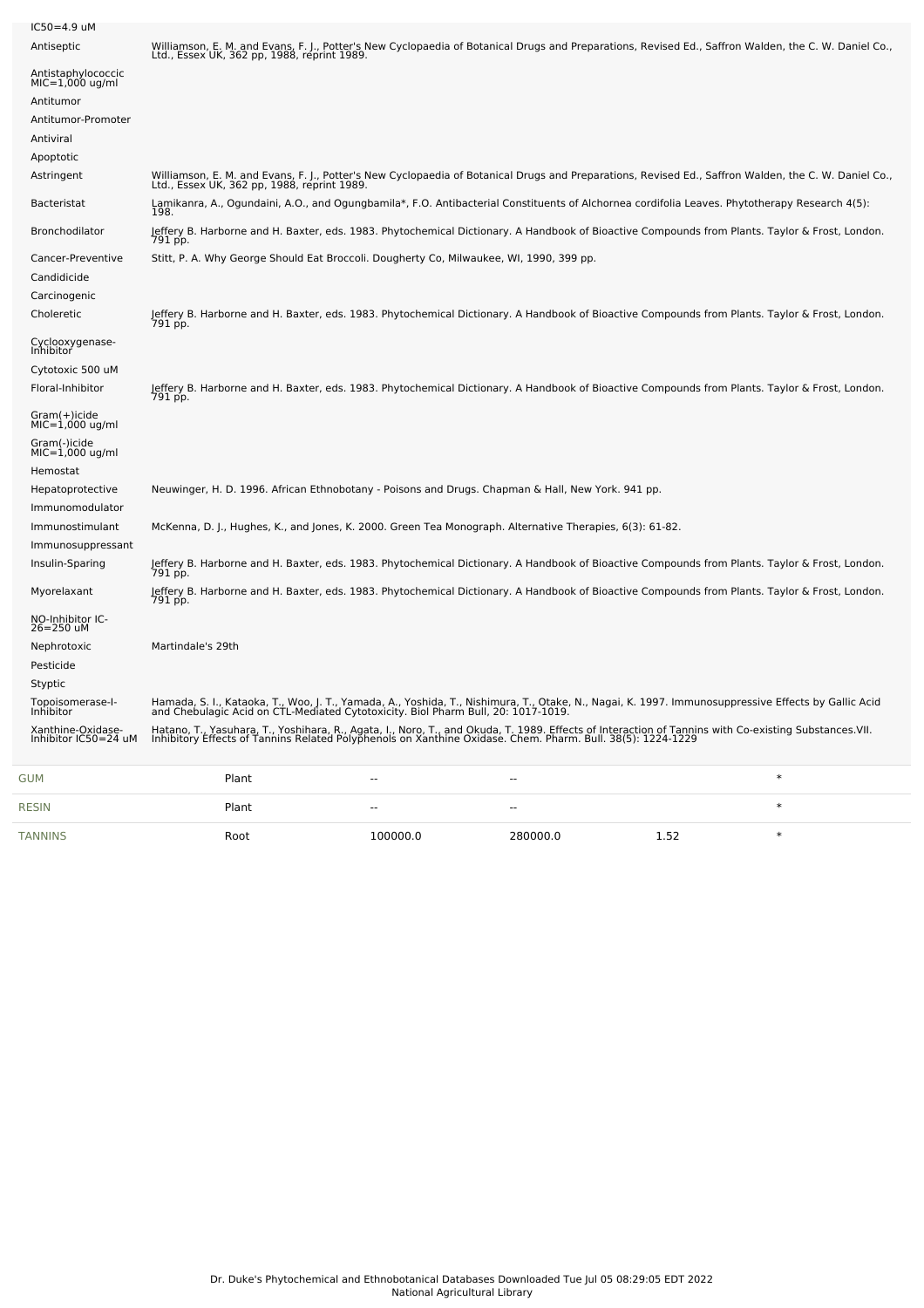| | |
|---|---|
| IC50=4.9 uM | |
| Antiseptic | Williamson, E. M. and Evans, F. J., Potter's New Cyclopaedia of Botanical Drugs and Preparations, Revised Ed., Saffron Walden, the C. W. Daniel Co., Ltd., Essex UK, 362 pp, 1988, reprint 1989. |
| Antistaphylococcic MIC=1,000 ug/ml | |
| Antitumor | |
| Antitumor-Promoter | |
| Antiviral | |
| Apoptotic | |
| Astringent | Williamson, E. M. and Evans, F. J., Potter's New Cyclopaedia of Botanical Drugs and Preparations, Revised Ed., Saffron Walden, the C. W. Daniel Co., Ltd., Essex UK, 362 pp, 1988, reprint 1989. |
| Bacteristat | Lamikanra, A., Ogundaini, A.O., and Ogungbamila*, F.O. Antibacterial Constituents of Alchornea cordifolia Leaves. Phytotherapy Research 4(5): 198. |
| Bronchodilator | Jeffery B. Harborne and H. Baxter, eds. 1983. Phytochemical Dictionary. A Handbook of Bioactive Compounds from Plants. Taylor & Frost, London. 791 pp. |
| Cancer-Preventive | Stitt, P. A. Why George Should Eat Broccoli. Dougherty Co, Milwaukee, WI, 1990, 399 pp. |
| Candidicide | |
| Carcinogenic | |
| Choleretic | Jeffery B. Harborne and H. Baxter, eds. 1983. Phytochemical Dictionary. A Handbook of Bioactive Compounds from Plants. Taylor & Frost, London. 791 pp. |
| Cyclooxygenase-Inhibitor | |
| Cytotoxic 500 uM | |
| Floral-Inhibitor | Jeffery B. Harborne and H. Baxter, eds. 1983. Phytochemical Dictionary. A Handbook of Bioactive Compounds from Plants. Taylor & Frost, London. 791 pp. |
| Gram(+)icide MIC=1,000 ug/ml | |
| Gram(-)icide MIC=1,000 ug/ml | |
| Hemostat | |
| Hepatoprotective | Neuwinger, H. D. 1996. African Ethnobotany - Poisons and Drugs. Chapman & Hall, New York. 941 pp. |
| Immunomodulator | |
| Immunostimulant | McKenna, D. J., Hughes, K., and Jones, K. 2000. Green Tea Monograph. Alternative Therapies, 6(3): 61-82. |
| Immunosuppressant | |
| Insulin-Sparing | Jeffery B. Harborne and H. Baxter, eds. 1983. Phytochemical Dictionary. A Handbook of Bioactive Compounds from Plants. Taylor & Frost, London. 791 pp. |
| Myorelaxant | Jeffery B. Harborne and H. Baxter, eds. 1983. Phytochemical Dictionary. A Handbook of Bioactive Compounds from Plants. Taylor & Frost, London. 791 pp. |
| NO-Inhibitor IC-26=250 uM | |
| Nephrotoxic | Martindale's 29th |
| Pesticide | |
| Styptic | |
| Topoisomerase-I-Inhibitor | Hamada, S. I., Kataoka, T., Woo, J. T., Yamada, A., Yoshida, T., Nishimura, T., Otake, N., Nagai, K. 1997. Immunosuppressive Effects by Gallic Acid and Chebulagic Acid on CTL-Mediated Cytotoxicity. Biol Pharm Bull, 20: 1017-1019. |
| Xanthine-Oxidase-Inhibitor IC50=24 uM | Hatano, T., Yasuhara, T., Yoshihara, R., Agata, I., Noro, T., and Okuda, T. 1989. Effects of Interaction of Tannins with Co-existing Substances.VII. Inhibitory Effects of Tannins Related Polyphenols on Xanthine Oxidase. Chem. Pharm. Bull. 38(5): 1224-1229 |

| | | | | | |
|---|---|---|---|---|---|
| GUM | Plant | -- | -- | | * |
| RESIN | Plant | -- | -- | | * |
| TANNINS | Root | 100000.0 | 280000.0 | 1.52 | * |

Dr. Duke's Phytochemical and Ethnobotanical Databases Downloaded Tue Jul 05 08:29:05 EDT 2022
National Agricultural Library